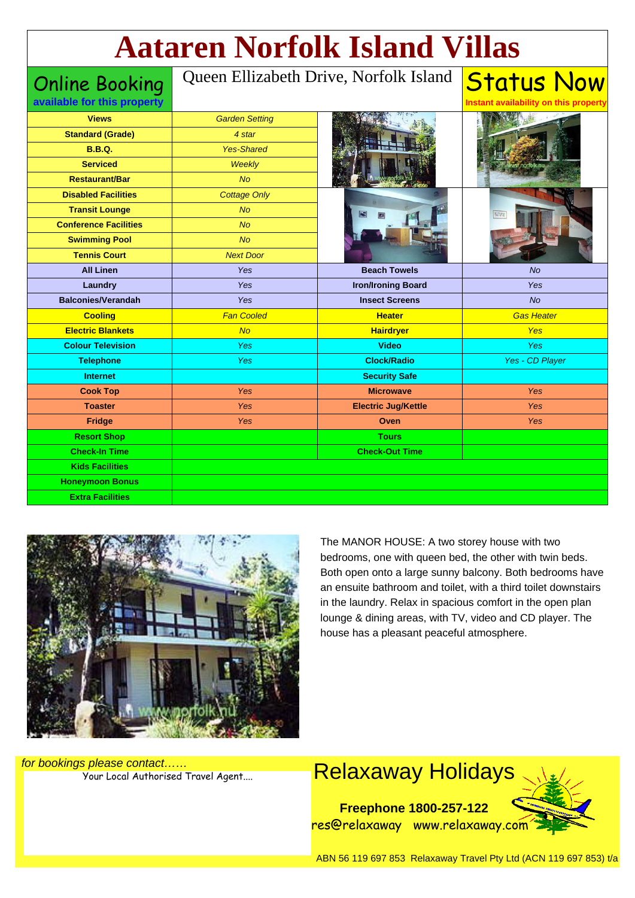# Aataren Norfolk Island Villas

**Online Booking**
**available for this property**

Queen Ellizabeth Drive, Norfolk Island

**Status Now**
**Instant availability on this property**

| Feature | Details |
|---|---|
| **Views** | *Garden Setting* |
| **Standard (Grade)** | *4 star* |
| **B.B.Q.** | *Yes-Shared* |
| **Serviced** | *Weekly* |
| **Restaurant/Bar** | *No* |
| **Disabled Facilities** | *Cottage Only* |
| **Transit Lounge** | *No* |
| **Conference Facilities** | *No* |
| **Swimming Pool** | *No* |
| **Tennis Court** | *Next Door* |

| Feature | Details | Feature | Details |
|---|---|---|---|
| **All Linen** | *Yes* | **Beach Towels** | *No* |
| **Laundry** | *Yes* | **Iron/Ironing Board** | *Yes* |
| **Balconies/Verandah** | *Yes* | **Insect Screens** | *No* |
| **Cooling** | *Fan Cooled* | **Heater** | *Gas Heater* |
| **Electric Blankets** | *No* | **Hairdryer** | *Yes* |
| **Colour Television** | *Yes* | **Video** | *Yes* |
| **Telephone** | *Yes* | **Clock/Radio** | *Yes - CD Player* |
| **Internet** | | **Security Safe** | |
| **Cook Top** | *Yes* | **Microwave** | *Yes* |
| **Toaster** | *Yes* | **Electric Jug/Kettle** | *Yes* |
| **Fridge** | *Yes* | **Oven** | *Yes* |
| **Resort Shop** | | **Tours** | |
| **Check-In Time** | | **Check-Out Time** | |
| **Kids Facilities** | | | |
| **Honeymoon Bonus** | | | |
| **Extra Facilities** | | | |

The MANOR HOUSE: A two storey house with two bedrooms, one with queen bed, the other with twin beds. Both open onto a large sunny balcony. Both bedrooms have an ensuite bathroom and toilet, with a third toilet downstairs in the laundry. Relax in spacious comfort in the open plan lounge & dining areas, with TV, video and CD player. The house has a pleasant peaceful atmosphere.

*for bookings please contact……*
Your Local Authorised Travel Agent....

## Relaxaway Holidays

**Freephone 1800-257-122**
res@relaxaway www.relaxaway.com

ABN 56 119 697 853 Relaxaway Travel Pty Ltd (ACN 119 697 853) t/a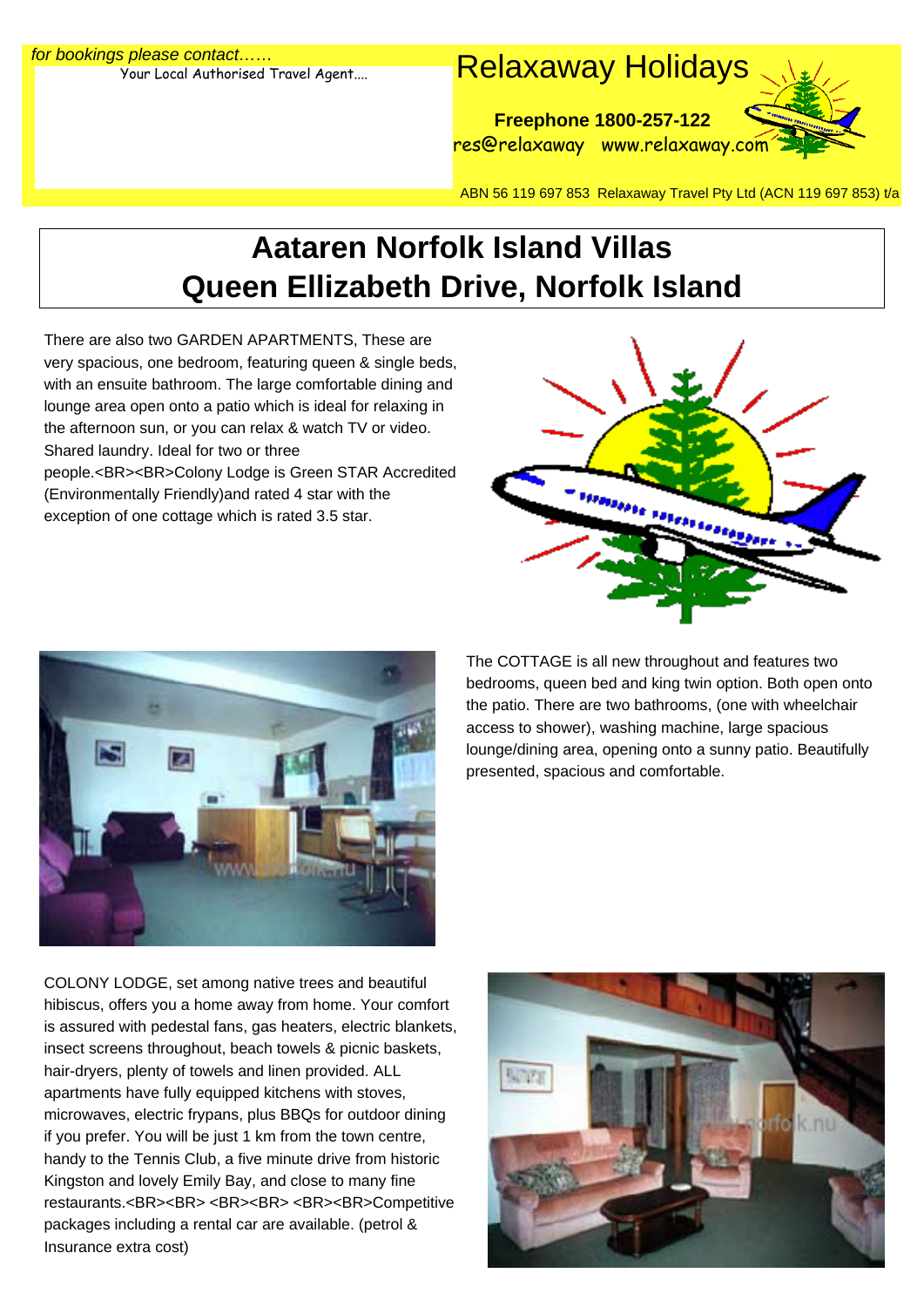*for bookings please contact……*

Your Local Authorised Travel Agent....

# Relaxaway Holidays

**Freephone 1800-257-122**

res@relaxaway www.relaxaway.com

ABN 56 119 697 853 Relaxaway Travel Pty Ltd (ACN 119 697 853) t/a

# Aataren Norfolk Island Villas
# Queen Ellizabeth Drive, Norfolk Island

There are also two GARDEN APARTMENTS, These are very spacious, one bedroom, featuring queen & single beds, with an ensuite bathroom. The large comfortable dining and lounge area open onto a patio which is ideal for relaxing in the afternoon sun, or you can relax & watch TV or video. Shared laundry. Ideal for two or three people.<BR><BR>Colony Lodge is Green STAR Accredited (Environmentally Friendly)and rated 4 star with the exception of one cottage which is rated 3.5 star.

The COTTAGE is all new throughout and features two bedrooms, queen bed and king twin option. Both open onto the patio. There are two bathrooms, (one with wheelchair access to shower), washing machine, large spacious lounge/dining area, opening onto a sunny patio. Beautifully presented, spacious and comfortable.

COLONY LODGE, set among native trees and beautiful hibiscus, offers you a home away from home. Your comfort is assured with pedestal fans, gas heaters, electric blankets, insect screens throughout, beach towels & picnic baskets, hair-dryers, plenty of towels and linen provided. ALL apartments have fully equipped kitchens with stoves, microwaves, electric frypans, plus BBQs for outdoor dining if you prefer. You will be just 1 km from the town centre, handy to the Tennis Club, a five minute drive from historic Kingston and lovely Emily Bay, and close to many fine restaurants.<BR><BR> <BR><BR> <BR><BR>Competitive packages including a rental car are available. (petrol & Insurance extra cost)